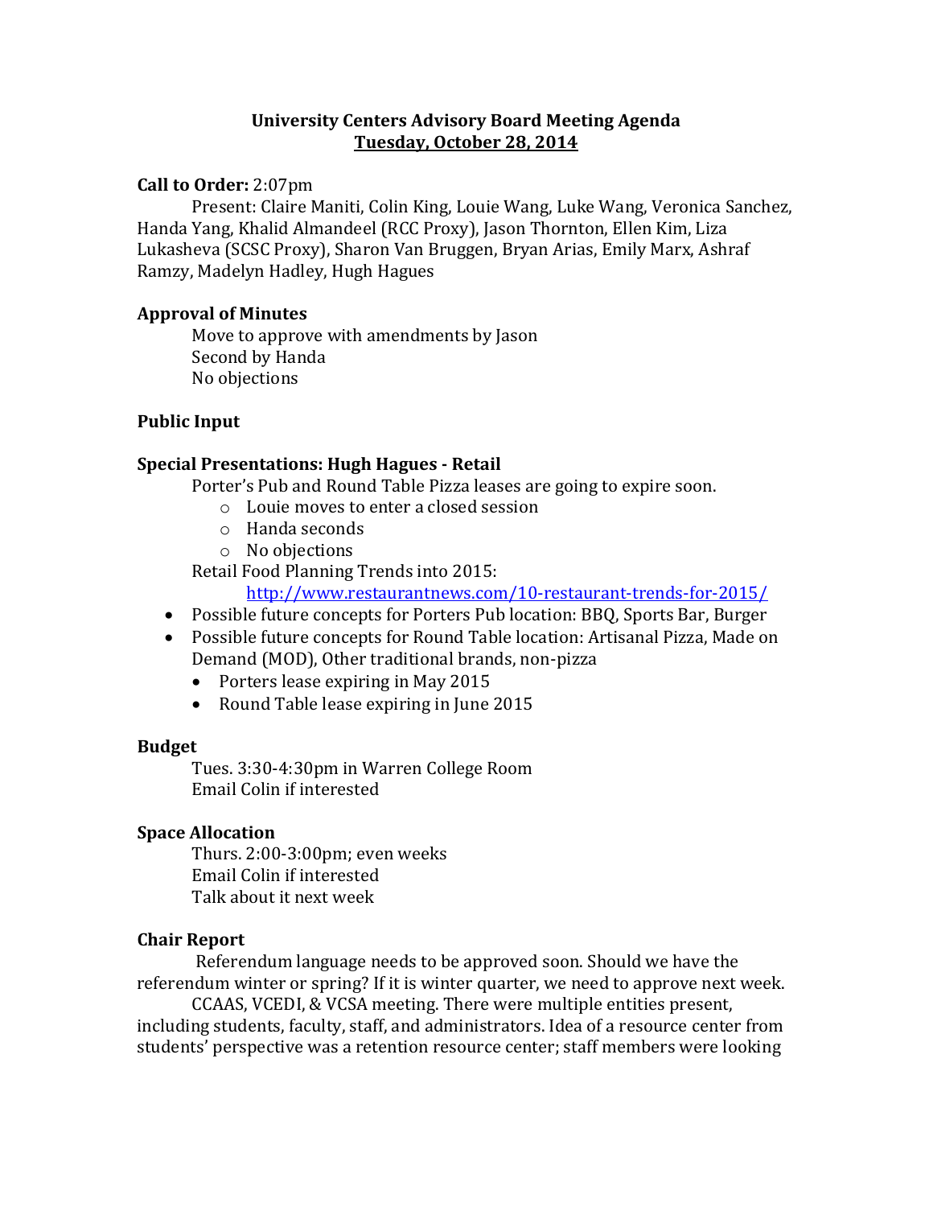**University Centers Advisory Board Meeting Agenda**
**Tuesday, October 28, 2014**

**Call to Order:** 2:07pm

Present: Claire Maniti, Colin King, Louie Wang, Luke Wang, Veronica Sanchez, Handa Yang, Khalid Almandeel (RCC Proxy), Jason Thornton, Ellen Kim, Liza Lukasheva (SCSC Proxy), Sharon Van Bruggen, Bryan Arias, Emily Marx, Ashraf Ramzy, Madelyn Hadley, Hugh Hagues

**Approval of Minutes**

Move to approve with amendments by Jason
Second by Handa
No objections

**Public Input**

**Special Presentations: Hugh Hagues - Retail**

Porter's Pub and Round Table Pizza leases are going to expire soon.

- Louie moves to enter a closed session
- Handa seconds
- No objections

Retail Food Planning Trends into 2015:

http://www.restaurantnews.com/10-restaurant-trends-for-2015/

- Possible future concepts for Porters Pub location: BBQ, Sports Bar, Burger
- Possible future concepts for Round Table location: Artisanal Pizza, Made on Demand (MOD), Other traditional brands, non-pizza
  - Porters lease expiring in May 2015
  - Round Table lease expiring in June 2015

**Budget**

Tues. 3:30-4:30pm in Warren College Room
Email Colin if interested

**Space Allocation**

Thurs. 2:00-3:00pm; even weeks
Email Colin if interested
Talk about it next week

**Chair Report**

Referendum language needs to be approved soon. Should we have the referendum winter or spring? If it is winter quarter, we need to approve next week.

CCAAS, VCEDI, & VCSA meeting. There were multiple entities present, including students, faculty, staff, and administrators. Idea of a resource center from students' perspective was a retention resource center; staff members were looking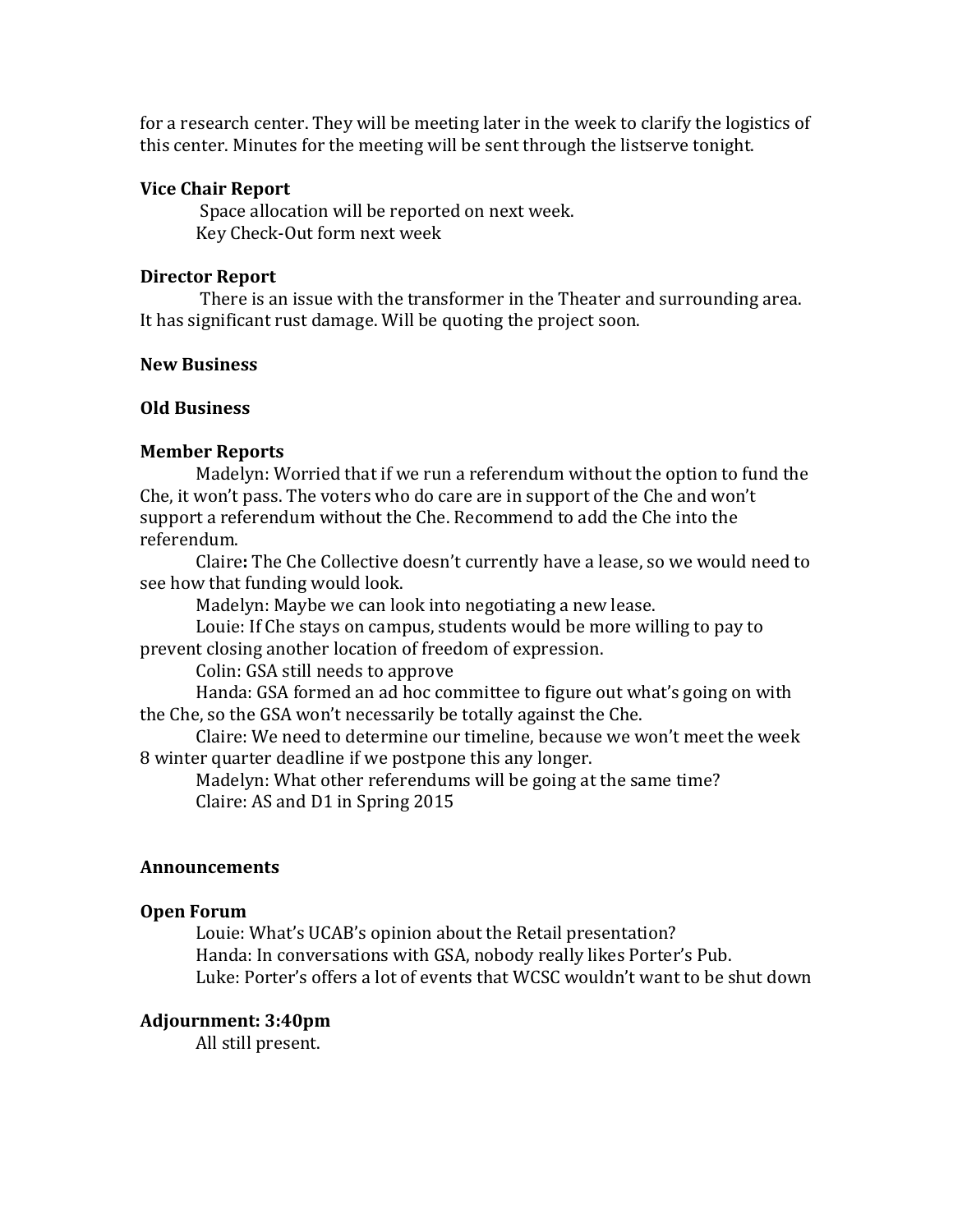for a research center. They will be meeting later in the week to clarify the logistics of this center. Minutes for the meeting will be sent through the listserve tonight.

**Vice Chair Report**

Space allocation will be reported on next week.

Key Check-Out form next week

**Director Report**

There is an issue with the transformer in the Theater and surrounding area. It has significant rust damage. Will be quoting the project soon.

**New Business**

**Old Business**

**Member Reports**

Madelyn: Worried that if we run a referendum without the option to fund the Che, it won't pass. The voters who do care are in support of the Che and won't support a referendum without the Che. Recommend to add the Che into the referendum.

Claire**:** The Che Collective doesn't currently have a lease, so we would need to see how that funding would look.

Madelyn: Maybe we can look into negotiating a new lease.

Louie: If Che stays on campus, students would be more willing to pay to prevent closing another location of freedom of expression.

Colin: GSA still needs to approve

Handa: GSA formed an ad hoc committee to figure out what's going on with the Che, so the GSA won't necessarily be totally against the Che.

Claire: We need to determine our timeline, because we won't meet the week 8 winter quarter deadline if we postpone this any longer.

Madelyn: What other referendums will be going at the same time?

Claire: AS and D1 in Spring 2015

**Announcements**

**Open Forum**

Louie: What's UCAB's opinion about the Retail presentation?

Handa: In conversations with GSA, nobody really likes Porter's Pub.

Luke: Porter's offers a lot of events that WCSC wouldn't want to be shut down

**Adjournment: 3:40pm**

All still present.